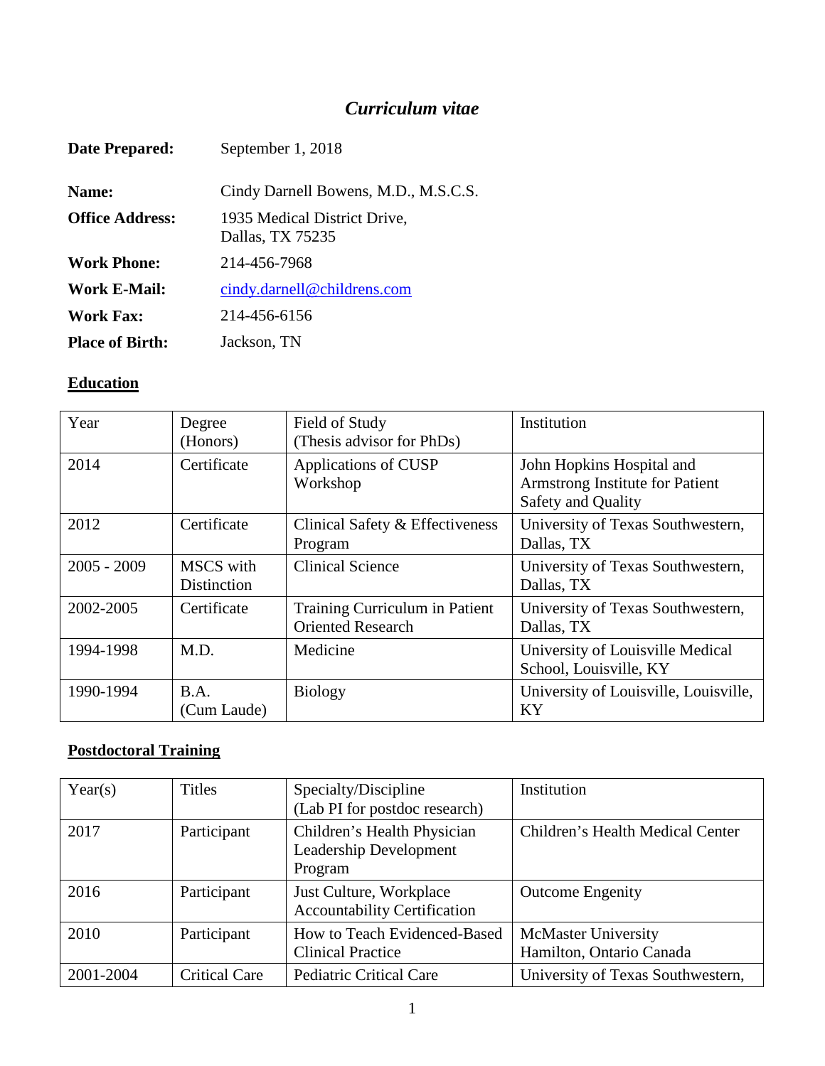# *Curriculum vitae*

**Date Prepared:** September 1, 2018

**Name:** Cindy Darnell Bowens, M.D., M.S.C.S.

**Office Address:** 1935 Medical District Drive, Dallas, TX 75235

**Work Phone:** 214-456-7968

**Work E-Mail:** cindy.darnell@childrens.com

**Work Fax:** 214-456-6156

**Place of Birth:** Jackson, TN

## Education

| Year | Degree (Honors) | Field of Study (Thesis advisor for PhDs) | Institution |
|---|---|---|---|
| 2014 | Certificate | Applications of CUSP Workshop | John Hopkins Hospital and Armstrong Institute for Patient Safety and Quality |
| 2012 | Certificate | Clinical Safety & Effectiveness Program | University of Texas Southwestern, Dallas, TX |
| 2005 - 2009 | MSCS with Distinction | Clinical Science | University of Texas Southwestern, Dallas, TX |
| 2002-2005 | Certificate | Training Curriculum in Patient Oriented Research | University of Texas Southwestern, Dallas, TX |
| 1994-1998 | M.D. | Medicine | University of Louisville Medical School, Louisville, KY |
| 1990-1994 | B.A. (Cum Laude) | Biology | University of Louisville, Louisville, KY |

## Postdoctoral Training

| Year(s) | Titles | Specialty/Discipline (Lab PI for postdoc research) | Institution |
|---|---|---|---|
| 2017 | Participant | Children's Health Physician Leadership Development Program | Children's Health Medical Center |
| 2016 | Participant | Just Culture, Workplace Accountability Certification | Outcome Engenity |
| 2010 | Participant | How to Teach Evidenced-Based Clinical Practice | McMaster University Hamilton, Ontario Canada |
| 2001-2004 | Critical Care | Pediatric Critical Care | University of Texas Southwestern, |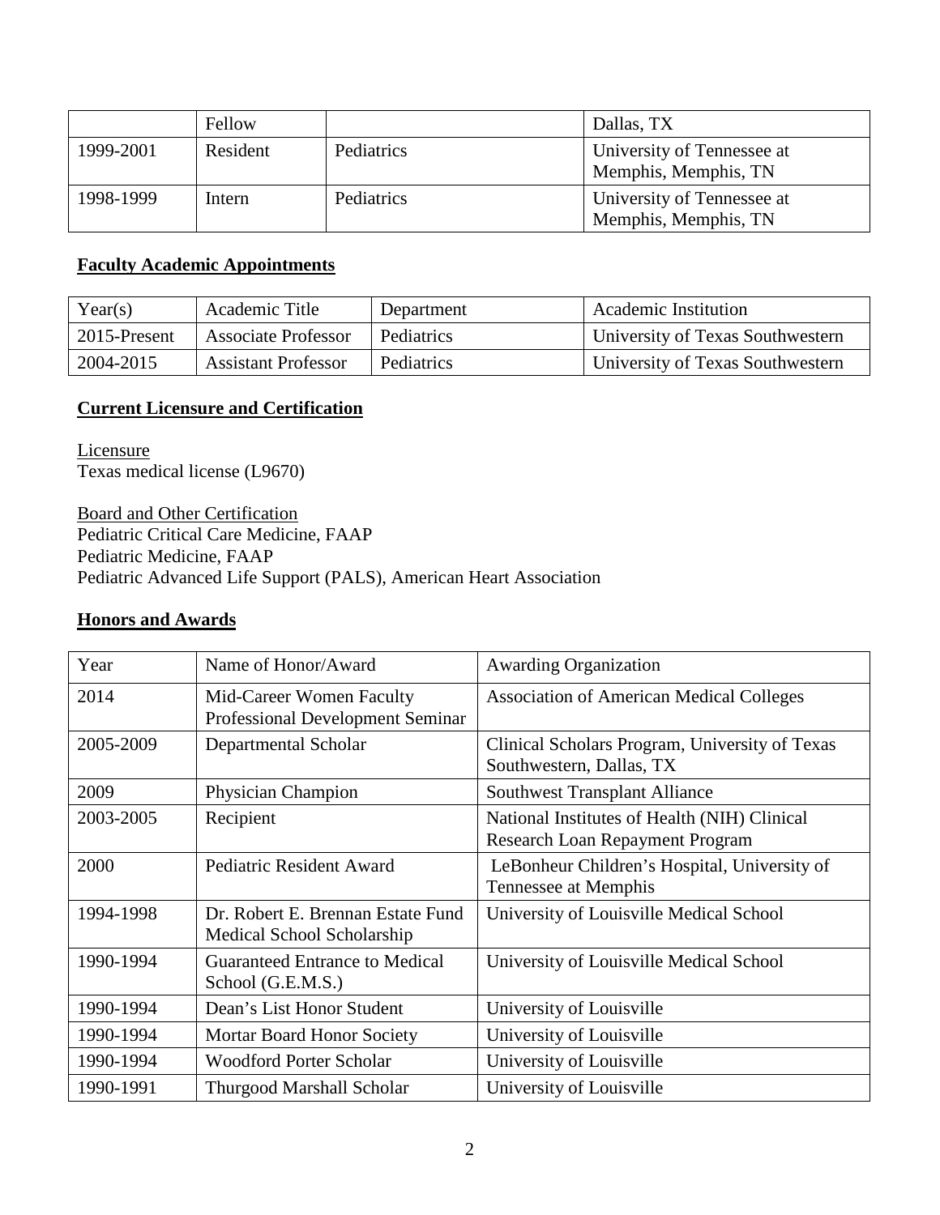| | Fellow | | Dallas, TX |
|---|---|---|---|
| 1999-2001 | Resident | Pediatrics | University of Tennessee at Memphis, Memphis, TN |
| 1998-1999 | Intern | Pediatrics | University of Tennessee at Memphis, Memphis, TN |

## Faculty Academic Appointments

| Year(s) | Academic Title | Department | Academic Institution |
|---|---|---|---|
| 2015-Present | Associate Professor | Pediatrics | University of Texas Southwestern |
| 2004-2015 | Assistant Professor | Pediatrics | University of Texas Southwestern |

## Current Licensure and Certification

Licensure
Texas medical license (L9670)

Board and Other Certification
Pediatric Critical Care Medicine, FAAP
Pediatric Medicine, FAAP
Pediatric Advanced Life Support (PALS), American Heart Association

## Honors and Awards

| Year | Name of Honor/Award | Awarding Organization |
|---|---|---|
| 2014 | Mid-Career Women Faculty Professional Development Seminar | Association of American Medical Colleges |
| 2005-2009 | Departmental Scholar | Clinical Scholars Program, University of Texas Southwestern, Dallas, TX |
| 2009 | Physician Champion | Southwest Transplant Alliance |
| 2003-2005 | Recipient | National Institutes of Health (NIH) Clinical Research Loan Repayment Program |
| 2000 | Pediatric Resident Award | LeBonheur Children's Hospital, University of Tennessee at Memphis |
| 1994-1998 | Dr. Robert E. Brennan Estate Fund Medical School Scholarship | University of Louisville Medical School |
| 1990-1994 | Guaranteed Entrance to Medical School (G.E.M.S.) | University of Louisville Medical School |
| 1990-1994 | Dean's List Honor Student | University of Louisville |
| 1990-1994 | Mortar Board Honor Society | University of Louisville |
| 1990-1994 | Woodford Porter Scholar | University of Louisville |
| 1990-1991 | Thurgood Marshall Scholar | University of Louisville |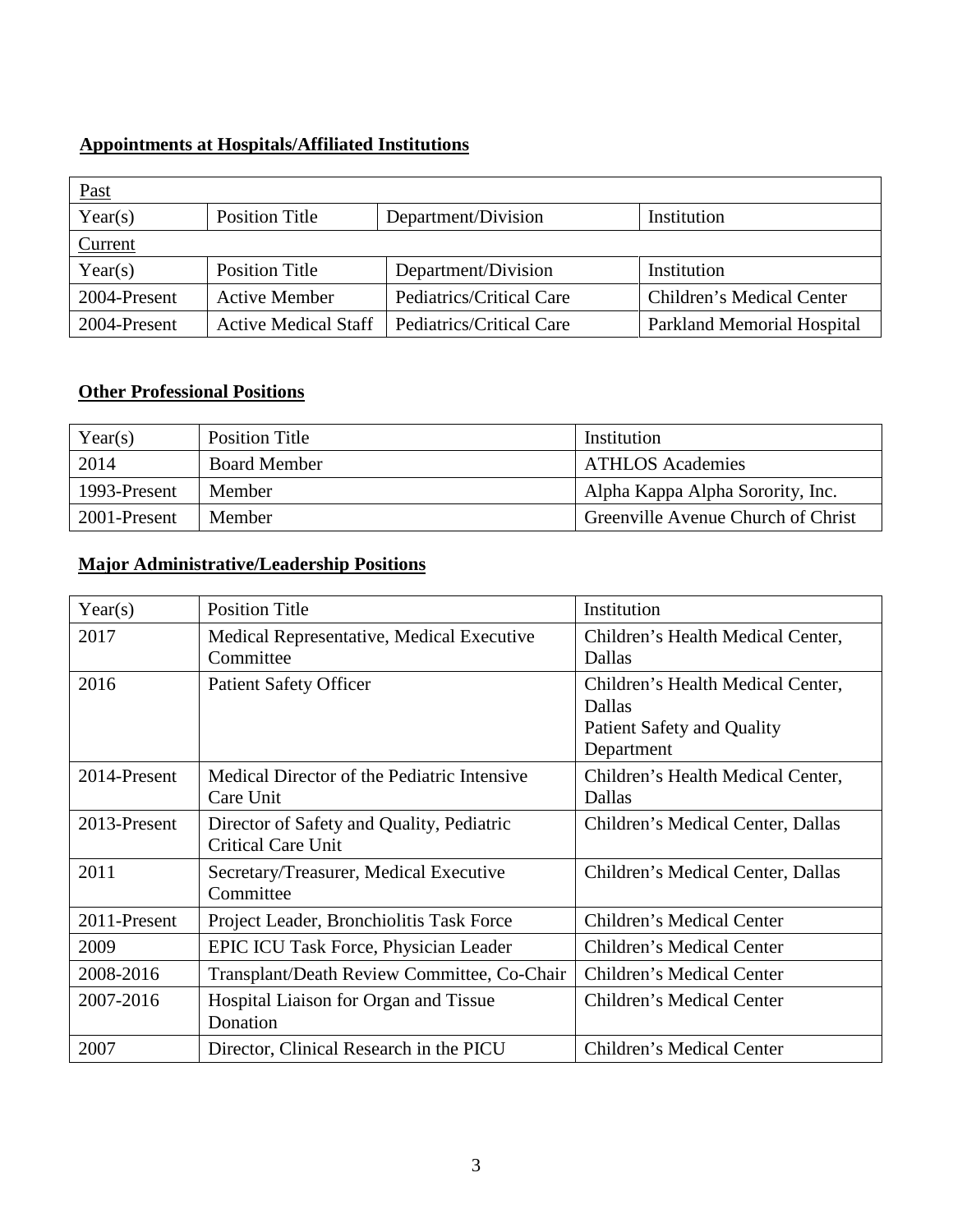## Appointments at Hospitals/Affiliated Institutions

| Past | | | |
|---|---|---|---|
| Year(s) | Position Title | Department/Division | Institution |
| Current | | | |
| Year(s) | Position Title | Department/Division | Institution |
| 2004-Present | Active Member | Pediatrics/Critical Care | Children's Medical Center |
| 2004-Present | Active Medical Staff | Pediatrics/Critical Care | Parkland Memorial Hospital |

## Other Professional Positions

| Year(s) | Position Title | Institution |
|---|---|---|
| 2014 | Board Member | ATHLOS Academies |
| 1993-Present | Member | Alpha Kappa Alpha Sorority, Inc. |
| 2001-Present | Member | Greenville Avenue Church of Christ |

## Major Administrative/Leadership Positions

| Year(s) | Position Title | Institution |
|---|---|---|
| 2017 | Medical Representative, Medical Executive Committee | Children's Health Medical Center, Dallas |
| 2016 | Patient Safety Officer | Children's Health Medical Center, Dallas<br>Patient Safety and Quality Department |
| 2014-Present | Medical Director of the Pediatric Intensive Care Unit | Children's Health Medical Center, Dallas |
| 2013-Present | Director of Safety and Quality, Pediatric Critical Care Unit | Children's Medical Center, Dallas |
| 2011 | Secretary/Treasurer, Medical Executive Committee | Children's Medical Center, Dallas |
| 2011-Present | Project Leader, Bronchiolitis Task Force | Children's Medical Center |
| 2009 | EPIC ICU Task Force, Physician Leader | Children's Medical Center |
| 2008-2016 | Transplant/Death Review Committee, Co-Chair | Children's Medical Center |
| 2007-2016 | Hospital Liaison for Organ and Tissue Donation | Children's Medical Center |
| 2007 | Director, Clinical Research in the PICU | Children's Medical Center |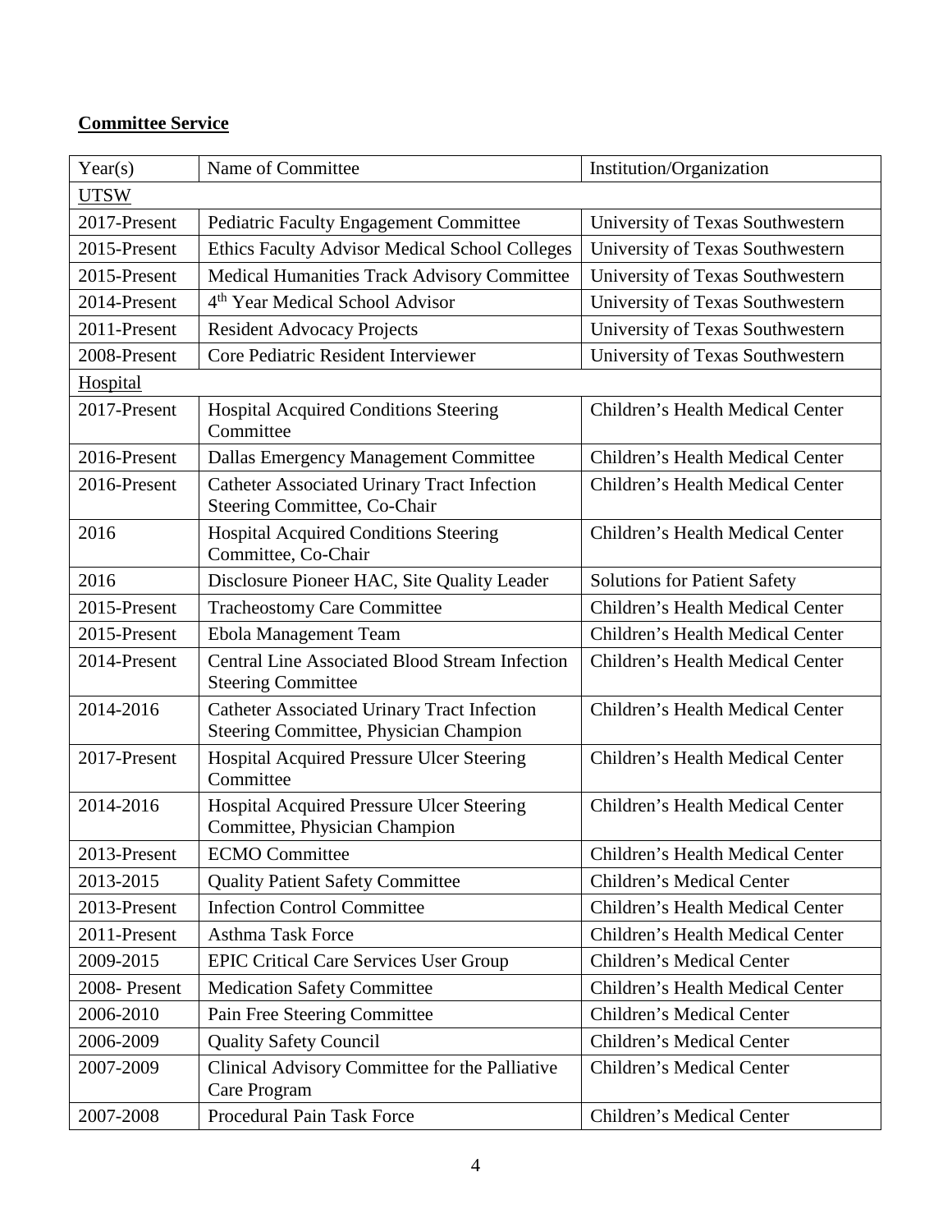**Committee Service**

| Year(s) | Name of Committee | Institution/Organization |
|---|---|---|
| UTSW | | |
| 2017-Present | Pediatric Faculty Engagement Committee | University of Texas Southwestern |
| 2015-Present | Ethics Faculty Advisor Medical School Colleges | University of Texas Southwestern |
| 2015-Present | Medical Humanities Track Advisory Committee | University of Texas Southwestern |
| 2014-Present | 4th Year Medical School Advisor | University of Texas Southwestern |
| 2011-Present | Resident Advocacy Projects | University of Texas Southwestern |
| 2008-Present | Core Pediatric Resident Interviewer | University of Texas Southwestern |
| Hospital | | |
| 2017-Present | Hospital Acquired Conditions Steering Committee | Children's Health Medical Center |
| 2016-Present | Dallas Emergency Management Committee | Children's Health Medical Center |
| 2016-Present | Catheter Associated Urinary Tract Infection Steering Committee, Co-Chair | Children's Health Medical Center |
| 2016 | Hospital Acquired Conditions Steering Committee, Co-Chair | Children's Health Medical Center |
| 2016 | Disclosure Pioneer HAC, Site Quality Leader | Solutions for Patient Safety |
| 2015-Present | Tracheostomy Care Committee | Children's Health Medical Center |
| 2015-Present | Ebola Management Team | Children's Health Medical Center |
| 2014-Present | Central Line Associated Blood Stream Infection Steering Committee | Children's Health Medical Center |
| 2014-2016 | Catheter Associated Urinary Tract Infection Steering Committee, Physician Champion | Children's Health Medical Center |
| 2017-Present | Hospital Acquired Pressure Ulcer Steering Committee | Children's Health Medical Center |
| 2014-2016 | Hospital Acquired Pressure Ulcer Steering Committee, Physician Champion | Children's Health Medical Center |
| 2013-Present | ECMO Committee | Children's Health Medical Center |
| 2013-2015 | Quality Patient Safety Committee | Children's Medical Center |
| 2013-Present | Infection Control Committee | Children's Health Medical Center |
| 2011-Present | Asthma Task Force | Children's Health Medical Center |
| 2009-2015 | EPIC Critical Care Services User Group | Children's Medical Center |
| 2008- Present | Medication Safety Committee | Children's Health Medical Center |
| 2006-2010 | Pain Free Steering Committee | Children's Medical Center |
| 2006-2009 | Quality Safety Council | Children's Medical Center |
| 2007-2009 | Clinical Advisory Committee for the Palliative Care Program | Children's Medical Center |
| 2007-2008 | Procedural Pain Task Force | Children's Medical Center |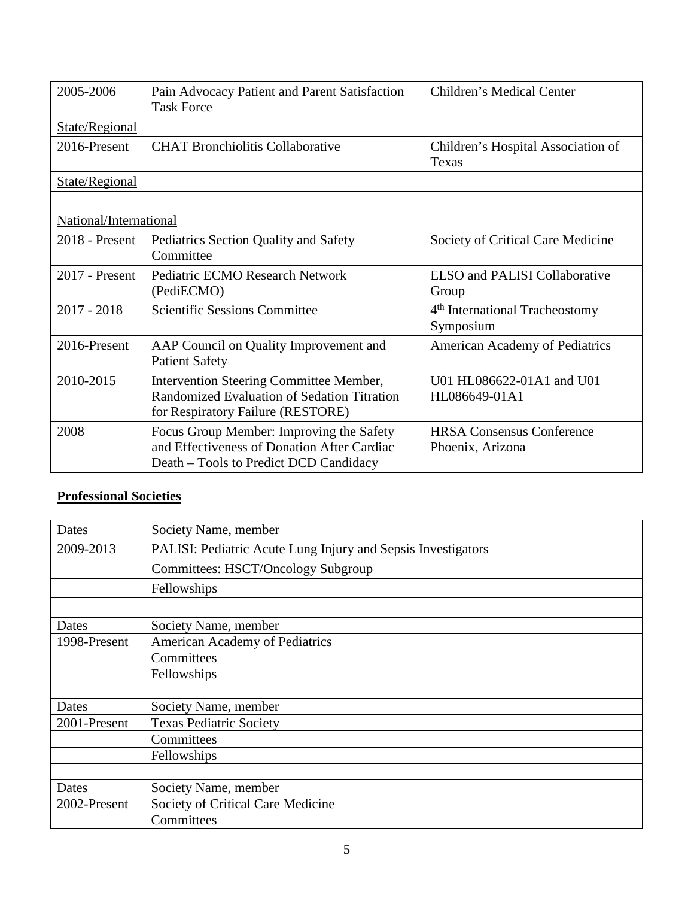| | | |
|---|---|---|
| 2005-2006 | Pain Advocacy Patient and Parent Satisfaction Task Force | Children's Medical Center |
| State/Regional | | |
| 2016-Present | CHAT Bronchiolitis Collaborative | Children's Hospital Association of Texas |
| State/Regional | | |
| | | |
| National/International | | |
| 2018 - Present | Pediatrics Section Quality and Safety Committee | Society of Critical Care Medicine |
| 2017 - Present | Pediatric ECMO Research Network (PediECMO) | ELSO and PALISI Collaborative Group |
| 2017 - 2018 | Scientific Sessions Committee | 4th International Tracheostomy Symposium |
| 2016-Present | AAP Council on Quality Improvement and Patient Safety | American Academy of Pediatrics |
| 2010-2015 | Intervention Steering Committee Member, Randomized Evaluation of Sedation Titration for Respiratory Failure (RESTORE) | U01 HL086622-01A1 and U01 HL086649-01A1 |
| 2008 | Focus Group Member: Improving the Safety and Effectiveness of Donation After Cardiac Death – Tools to Predict DCD Candidacy | HRSA Consensus Conference Phoenix, Arizona |

## **Professional Societies**

| Dates | Society Name, member |
|---|---|
| 2009-2013 | PALISI: Pediatric Acute Lung Injury and Sepsis Investigators |
| | Committees: HSCT/Oncology Subgroup |
| | Fellowships |
| | |
| Dates | Society Name, member |
| 1998-Present | American Academy of Pediatrics |
| | Committees |
| | Fellowships |
| | |
| Dates | Society Name, member |
| 2001-Present | Texas Pediatric Society |
| | Committees |
| | Fellowships |
| | |
| Dates | Society Name, member |
| 2002-Present | Society of Critical Care Medicine |
| | Committees |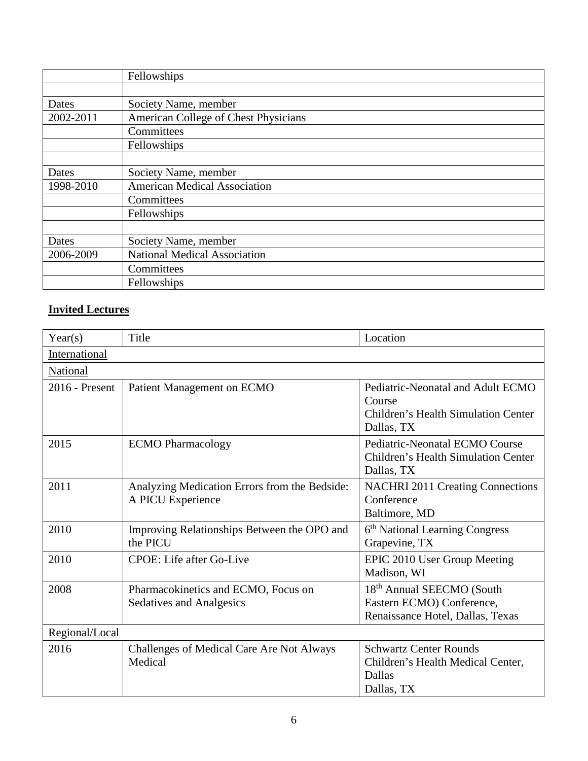| | Fellowships |
|---|---|
| | |
| Dates | Society Name, member |
| 2002-2011 | American College of Chest Physicians |
| | Committees |
| | Fellowships |
| | |
| Dates | Society Name, member |
| 1998-2010 | American Medical Association |
| | Committees |
| | Fellowships |
| | |
| Dates | Society Name, member |
| 2006-2009 | National Medical Association |
| | Committees |
| | Fellowships |

## Invited Lectures

| Year(s) | Title | Location |
|---|---|---|
| International | | |
| National | | |
| 2016 - Present | Patient Management on ECMO | Pediatric-Neonatal and Adult ECMO Course<br>Children's Health Simulation Center<br>Dallas, TX |
| 2015 | ECMO Pharmacology | Pediatric-Neonatal ECMO Course<br>Children's Health Simulation Center<br>Dallas, TX |
| 2011 | Analyzing Medication Errors from the Bedside: A PICU Experience | NACHRI 2011 Creating Connections Conference<br>Baltimore, MD |
| 2010 | Improving Relationships Between the OPO and the PICU | 6th National Learning Congress<br>Grapevine, TX |
| 2010 | CPOE: Life after Go-Live | EPIC 2010 User Group Meeting<br>Madison, WI |
| 2008 | Pharmacokinetics and ECMO, Focus on Sedatives and Analgesics | 18th Annual SEECMO (South Eastern ECMO) Conference,<br>Renaissance Hotel, Dallas, Texas |
| Regional/Local | | |
| 2016 | Challenges of Medical Care Are Not Always Medical | Schwartz Center Rounds<br>Children's Health Medical Center, Dallas<br>Dallas, TX |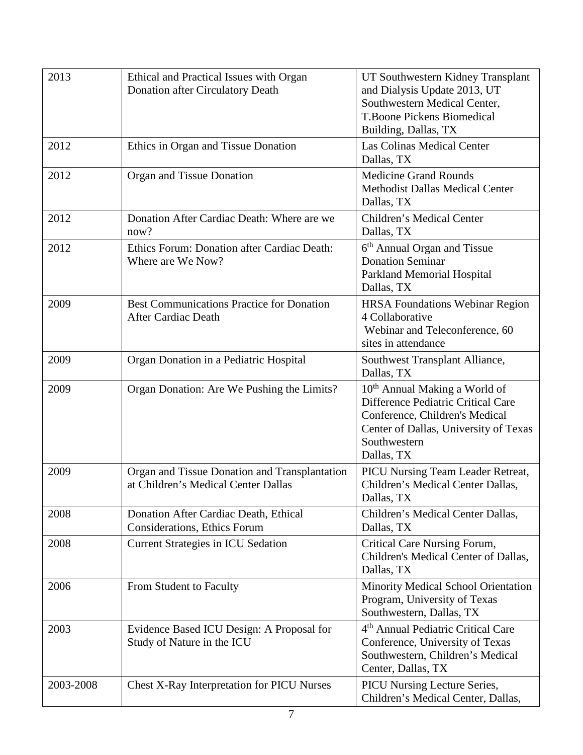| | | |
|---|---|---|
| 2013 | Ethical and Practical Issues with Organ Donation after Circulatory Death | UT Southwestern Kidney Transplant and Dialysis Update 2013, UT Southwestern Medical Center, T.Boone Pickens Biomedical Building, Dallas, TX |
| 2012 | Ethics in Organ and Tissue Donation | Las Colinas Medical Center Dallas, TX |
| 2012 | Organ and Tissue Donation | Medicine Grand Rounds Methodist Dallas Medical Center Dallas, TX |
| 2012 | Donation After Cardiac Death: Where are we now? | Children's Medical Center Dallas, TX |
| 2012 | Ethics Forum: Donation after Cardiac Death: Where are We Now? | 6th Annual Organ and Tissue Donation Seminar Parkland Memorial Hospital Dallas, TX |
| 2009 | Best Communications Practice for Donation After Cardiac Death | HRSA Foundations Webinar Region 4 Collaborative Webinar and Teleconference, 60 sites in attendance |
| 2009 | Organ Donation in a Pediatric Hospital | Southwest Transplant Alliance, Dallas, TX |
| 2009 | Organ Donation: Are We Pushing the Limits? | 10th Annual Making a World of Difference Pediatric Critical Care Conference, Children's Medical Center of Dallas, University of Texas Southwestern Dallas, TX |
| 2009 | Organ and Tissue Donation and Transplantation at Children's Medical Center Dallas | PICU Nursing Team Leader Retreat, Children's Medical Center Dallas, Dallas, TX |
| 2008 | Donation After Cardiac Death, Ethical Considerations, Ethics Forum | Children's Medical Center Dallas, Dallas, TX |
| 2008 | Current Strategies in ICU Sedation | Critical Care Nursing Forum, Children's Medical Center of Dallas, Dallas, TX |
| 2006 | From Student to Faculty | Minority Medical School Orientation Program, University of Texas Southwestern, Dallas, TX |
| 2003 | Evidence Based ICU Design: A Proposal for Study of Nature in the ICU | 4th Annual Pediatric Critical Care Conference, University of Texas Southwestern, Children's Medical Center, Dallas, TX |
| 2003-2008 | Chest X-Ray Interpretation for PICU Nurses | PICU Nursing Lecture Series, Children's Medical Center, Dallas, |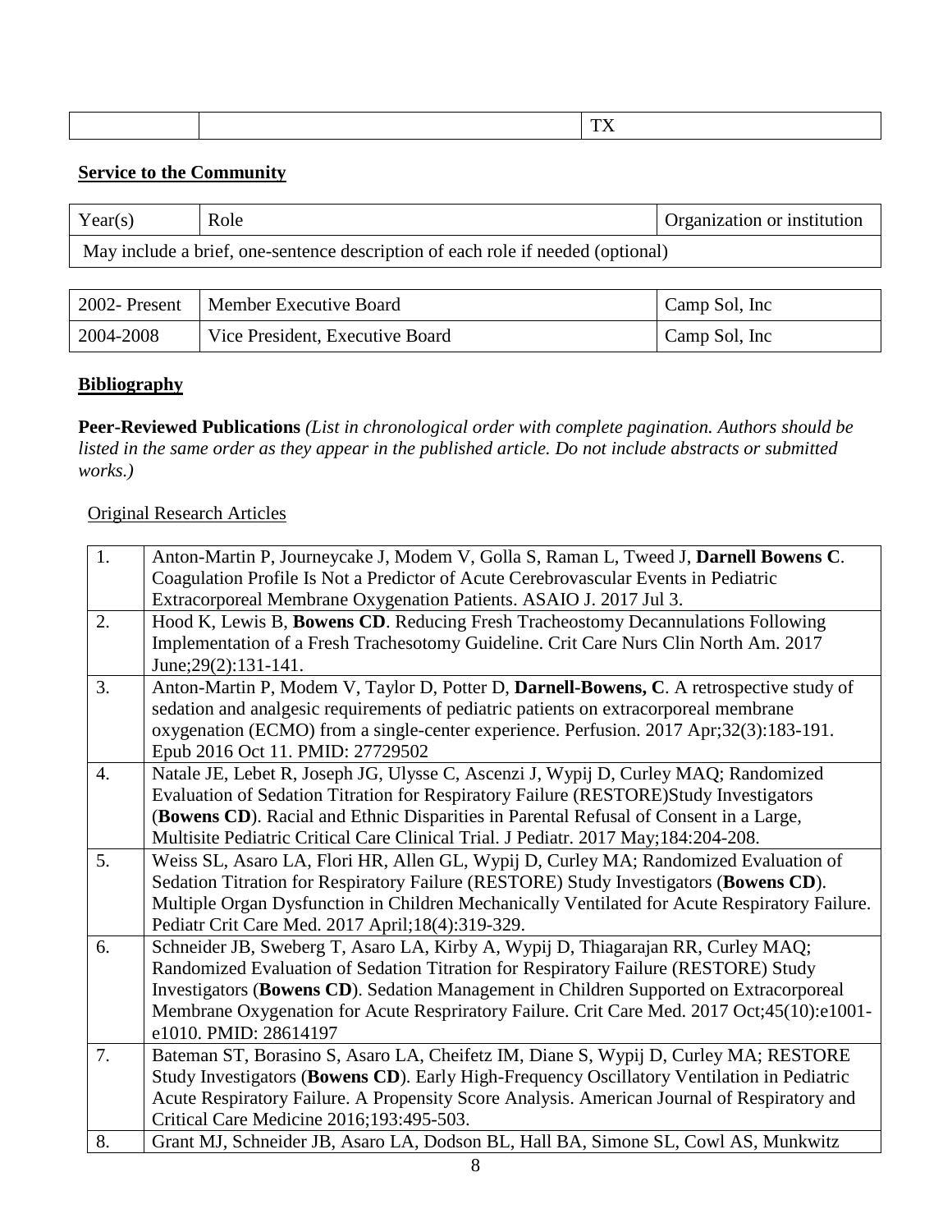|  |  | TX |
|---|---|---|

**Service to the Community**

| Year(s) | Role | Organization or institution |
|---|---|---|
| May include a brief, one-sentence description of each role if needed (optional) | | |

| 2002- Present | Member Executive Board | Camp Sol, Inc |
|---|---|---|
| 2004-2008 | Vice President, Executive Board | Camp Sol, Inc |

**Bibliography**

**Peer-Reviewed Publications** *(List in chronological order with complete pagination. Authors should be listed in the same order as they appear in the published article. Do not include abstracts or submitted works.)*

Original Research Articles

| | |
|---|---|
| 1. | Anton-Martin P, Journeycake J, Modem V, Golla S, Raman L, Tweed J, **Darnell Bowens C**. Coagulation Profile Is Not a Predictor of Acute Cerebrovascular Events in Pediatric Extracorporeal Membrane Oxygenation Patients. ASAIO J. 2017 Jul 3. |
| 2. | Hood K, Lewis B, **Bowens CD**. Reducing Fresh Tracheostomy Decannulations Following Implementation of a Fresh Trachesotomy Guideline. Crit Care Nurs Clin North Am. 2017 June;29(2):131-141. |
| 3. | Anton-Martin P, Modem V, Taylor D, Potter D, **Darnell-Bowens, C**. A retrospective study of sedation and analgesic requirements of pediatric patients on extracorporeal membrane oxygenation (ECMO) from a single-center experience. Perfusion. 2017 Apr;32(3):183-191. Epub 2016 Oct 11. PMID: 27729502 |
| 4. | Natale JE, Lebet R, Joseph JG, Ulysse C, Ascenzi J, Wypij D, Curley MAQ; Randomized Evaluation of Sedation Titration for Respiratory Failure (RESTORE)Study Investigators (**Bowens CD**). Racial and Ethnic Disparities in Parental Refusal of Consent in a Large, Multisite Pediatric Critical Care Clinical Trial. J Pediatr. 2017 May;184:204-208. |
| 5. | Weiss SL, Asaro LA, Flori HR, Allen GL, Wypij D, Curley MA; Randomized Evaluation of Sedation Titration for Respiratory Failure (RESTORE) Study Investigators (**Bowens CD**). Multiple Organ Dysfunction in Children Mechanically Ventilated for Acute Respiratory Failure. Pediatr Crit Care Med. 2017 April;18(4):319-329. |
| 6. | Schneider JB, Sweberg T, Asaro LA, Kirby A, Wypij D, Thiagarajan RR, Curley MAQ; Randomized Evaluation of Sedation Titration for Respiratory Failure (RESTORE) Study Investigators (**Bowens CD**). Sedation Management in Children Supported on Extracorporeal Membrane Oxygenation for Acute Respriratory Failure. Crit Care Med. 2017 Oct;45(10):e1001-e1010. PMID: 28614197 |
| 7. | Bateman ST, Borasino S, Asaro LA, Cheifetz IM, Diane S, Wypij D, Curley MA; RESTORE Study Investigators (**Bowens CD**). Early High-Frequency Oscillatory Ventilation in Pediatric Acute Respiratory Failure. A Propensity Score Analysis. American Journal of Respiratory and Critical Care Medicine 2016;193:495-503. |
| 8. | Grant MJ, Schneider JB, Asaro LA, Dodson BL, Hall BA, Simone SL, Cowl AS, Munkwitz |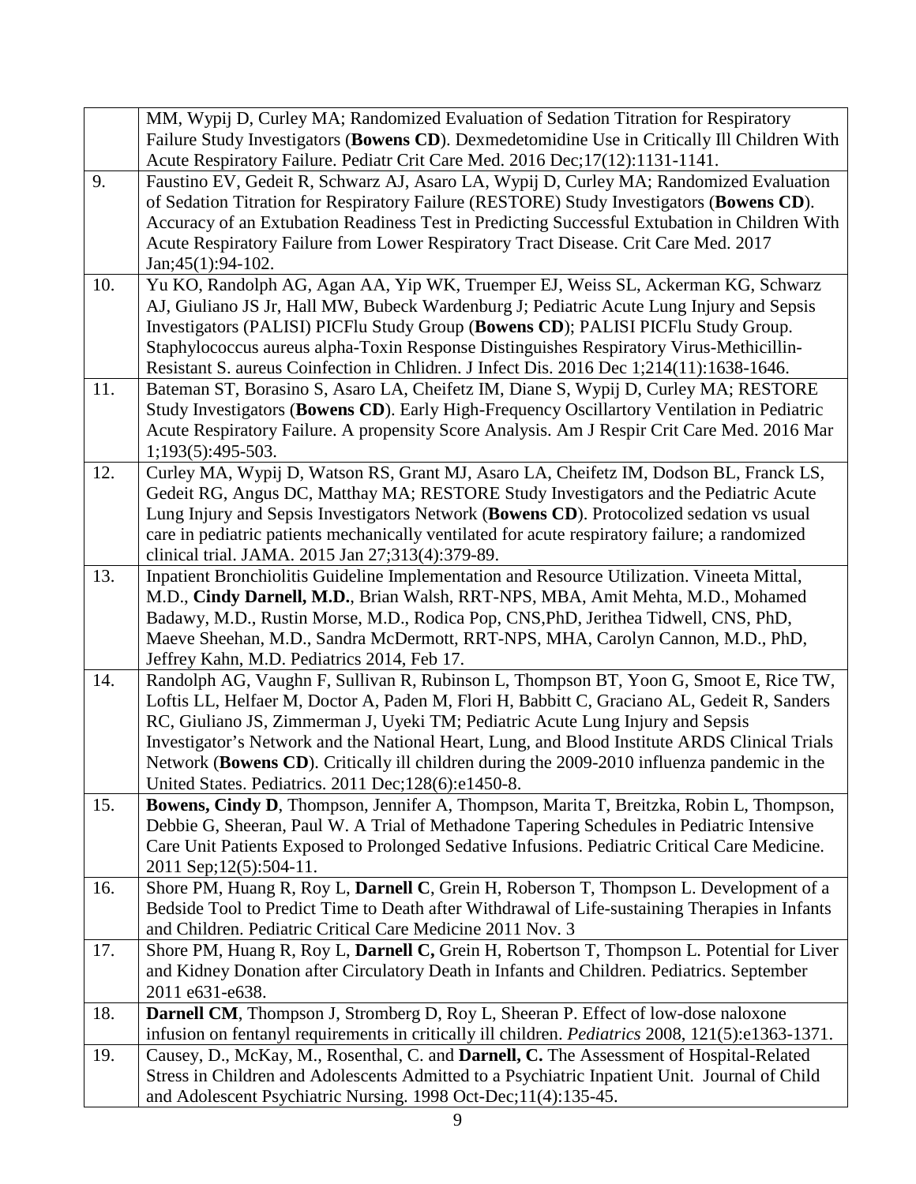|  |  |
|---|---|
|  | MM, Wypij D, Curley MA; Randomized Evaluation of Sedation Titration for Respiratory Failure Study Investigators (**Bowens CD**). Dexmedetomidine Use in Critically Ill Children With Acute Respiratory Failure. Pediatr Crit Care Med. 2016 Dec;17(12):1131-1141. |
| 9. | Faustino EV, Gedeit R, Schwarz AJ, Asaro LA, Wypij D, Curley MA; Randomized Evaluation of Sedation Titration for Respiratory Failure (RESTORE) Study Investigators (**Bowens CD**). Accuracy of an Extubation Readiness Test in Predicting Successful Extubation in Children With Acute Respiratory Failure from Lower Respiratory Tract Disease. Crit Care Med. 2017 Jan;45(1):94-102. |
| 10. | Yu KO, Randolph AG, Agan AA, Yip WK, Truemper EJ, Weiss SL, Ackerman KG, Schwarz AJ, Giuliano JS Jr, Hall MW, Bubeck Wardenburg J; Pediatric Acute Lung Injury and Sepsis Investigators (PALISI) PICFlu Study Group (**Bowens CD**); PALISI PICFlu Study Group. Staphylococcus aureus alpha-Toxin Response Distinguishes Respiratory Virus-Methicillin-Resistant S. aureus Coinfection in Chlidren. J Infect Dis. 2016 Dec 1;214(11):1638-1646. |
| 11. | Bateman ST, Borasino S, Asaro LA, Cheifetz IM, Diane S, Wypij D, Curley MA; RESTORE Study Investigators (**Bowens CD**). Early High-Frequency Oscillartory Ventilation in Pediatric Acute Respiratory Failure. A propensity Score Analysis. Am J Respir Crit Care Med. 2016 Mar 1;193(5):495-503. |
| 12. | Curley MA, Wypij D, Watson RS, Grant MJ, Asaro LA, Cheifetz IM, Dodson BL, Franck LS, Gedeit RG, Angus DC, Matthay MA; RESTORE Study Investigators and the Pediatric Acute Lung Injury and Sepsis Investigators Network (**Bowens CD**). Protocolized sedation vs usual care in pediatric patients mechanically ventilated for acute respiratory failure; a randomized clinical trial. JAMA. 2015 Jan 27;313(4):379-89. |
| 13. | Inpatient Bronchiolitis Guideline Implementation and Resource Utilization. Vineeta Mittal, M.D., **Cindy Darnell, M.D.**, Brian Walsh, RRT-NPS, MBA, Amit Mehta, M.D., Mohamed Badawy, M.D., Rustin Morse, M.D., Rodica Pop, CNS,PhD, Jerithea Tidwell, CNS, PhD, Maeve Sheehan, M.D., Sandra McDermott, RRT-NPS, MHA, Carolyn Cannon, M.D., PhD, Jeffrey Kahn, M.D. Pediatrics 2014, Feb 17. |
| 14. | Randolph AG, Vaughn F, Sullivan R, Rubinson L, Thompson BT, Yoon G, Smoot E, Rice TW, Loftis LL, Helfaer M, Doctor A, Paden M, Flori H, Babbitt C, Graciano AL, Gedeit R, Sanders RC, Giuliano JS, Zimmerman J, Uyeki TM; Pediatric Acute Lung Injury and Sepsis Investigator's Network and the National Heart, Lung, and Blood Institute ARDS Clinical Trials Network (**Bowens CD**). Critically ill children during the 2009-2010 influenza pandemic in the United States. Pediatrics. 2011 Dec;128(6):e1450-8. |
| 15. | **Bowens, Cindy D**, Thompson, Jennifer A, Thompson, Marita T, Breitzka, Robin L, Thompson, Debbie G, Sheeran, Paul W. A Trial of Methadone Tapering Schedules in Pediatric Intensive Care Unit Patients Exposed to Prolonged Sedative Infusions. Pediatric Critical Care Medicine. 2011 Sep;12(5):504-11. |
| 16. | Shore PM, Huang R, Roy L, **Darnell C**, Grein H, Roberson T, Thompson L. Development of a Bedside Tool to Predict Time to Death after Withdrawal of Life-sustaining Therapies in Infants and Children. Pediatric Critical Care Medicine 2011 Nov. 3 |
| 17. | Shore PM, Huang R, Roy L, **Darnell C,** Grein H, Robertson T, Thompson L. Potential for Liver and Kidney Donation after Circulatory Death in Infants and Children. Pediatrics. September 2011 e631-e638. |
| 18. | **Darnell CM**, Thompson J, Stromberg D, Roy L, Sheeran P. Effect of low-dose naloxone infusion on fentanyl requirements in critically ill children. *Pediatrics* 2008, 121(5):e1363-1371. |
| 19. | Causey, D., McKay, M., Rosenthal, C. and **Darnell, C.** The Assessment of Hospital-Related Stress in Children and Adolescents Admitted to a Psychiatric Inpatient Unit. Journal of Child and Adolescent Psychiatric Nursing. 1998 Oct-Dec;11(4):135-45. |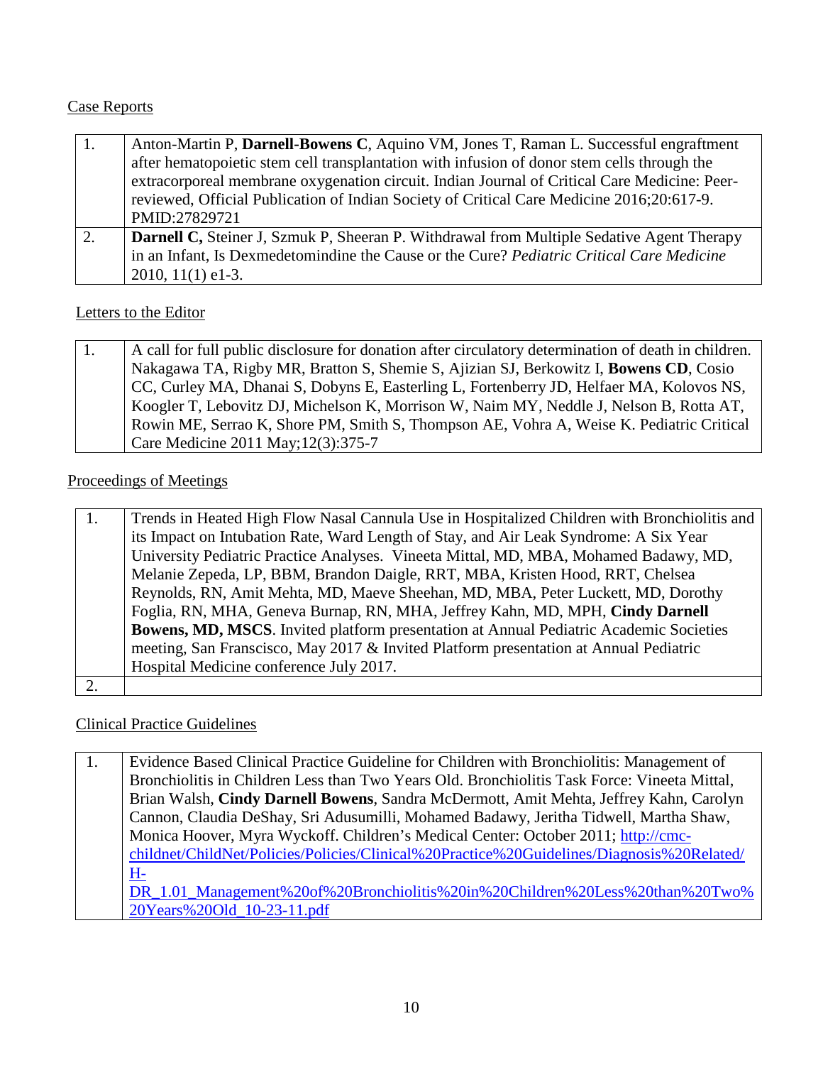Case Reports

| | |
|---|---|
| 1. | Anton-Martin P, **Darnell-Bowens C**, Aquino VM, Jones T, Raman L. Successful engraftment after hematopoietic stem cell transplantation with infusion of donor stem cells through the extracorporeal membrane oxygenation circuit. Indian Journal of Critical Care Medicine: Peer-reviewed, Official Publication of Indian Society of Critical Care Medicine 2016;20:617-9. PMID:27829721 |
| 2. | **Darnell C,** Steiner J, Szmuk P, Sheeran P. Withdrawal from Multiple Sedative Agent Therapy in an Infant, Is Dexmedetomindine the Cause or the Cure? *Pediatric Critical Care Medicine* 2010, 11(1) e1-3. |

Letters to the Editor

| | |
|---|---|
| 1. | A call for full public disclosure for donation after circulatory determination of death in children. Nakagawa TA, Rigby MR, Bratton S, Shemie S, Ajizian SJ, Berkowitz I, **Bowens CD**, Cosio CC, Curley MA, Dhanai S, Dobyns E, Easterling L, Fortenberry JD, Helfaer MA, Kolovos NS, Koogler T, Lebovitz DJ, Michelson K, Morrison W, Naim MY, Neddle J, Nelson B, Rotta AT, Rowin ME, Serrao K, Shore PM, Smith S, Thompson AE, Vohra A, Weise K. Pediatric Critical Care Medicine 2011 May;12(3):375-7 |

Proceedings of Meetings

| | |
|---|---|
| 1. | Trends in Heated High Flow Nasal Cannula Use in Hospitalized Children with Bronchiolitis and its Impact on Intubation Rate, Ward Length of Stay, and Air Leak Syndrome: A Six Year University Pediatric Practice Analyses. Vineeta Mittal, MD, MBA, Mohamed Badawy, MD, Melanie Zepeda, LP, BBM, Brandon Daigle, RRT, MBA, Kristen Hood, RRT, Chelsea Reynolds, RN, Amit Mehta, MD, Maeve Sheehan, MD, MBA, Peter Luckett, MD, Dorothy Foglia, RN, MHA, Geneva Burnap, RN, MHA, Jeffrey Kahn, MD, MPH, **Cindy Darnell Bowens, MD, MSCS**. Invited platform presentation at Annual Pediatric Academic Societies meeting, San Franscisco, May 2017 & Invited Platform presentation at Annual Pediatric Hospital Medicine conference July 2017. |
| 2. | |

Clinical Practice Guidelines

| | |
|---|---|
| 1. | Evidence Based Clinical Practice Guideline for Children with Bronchiolitis: Management of Bronchiolitis in Children Less than Two Years Old. Bronchiolitis Task Force: Vineeta Mittal, Brian Walsh, **Cindy Darnell Bowens**, Sandra McDermott, Amit Mehta, Jeffrey Kahn, Carolyn Cannon, Claudia DeShay, Sri Adusumilli, Mohamed Badawy, Jeritha Tidwell, Martha Shaw, Monica Hoover, Myra Wyckoff. Children's Medical Center: October 2011; http://cmc-childnet/ChildNet/Policies/Policies/Clinical%20Practice%20Guidelines/Diagnosis%20Related/H-DR_1.01_Management%20of%20Bronchiolitis%20in%20Children%20Less%20than%20Two%20Years%20Old_10-23-11.pdf |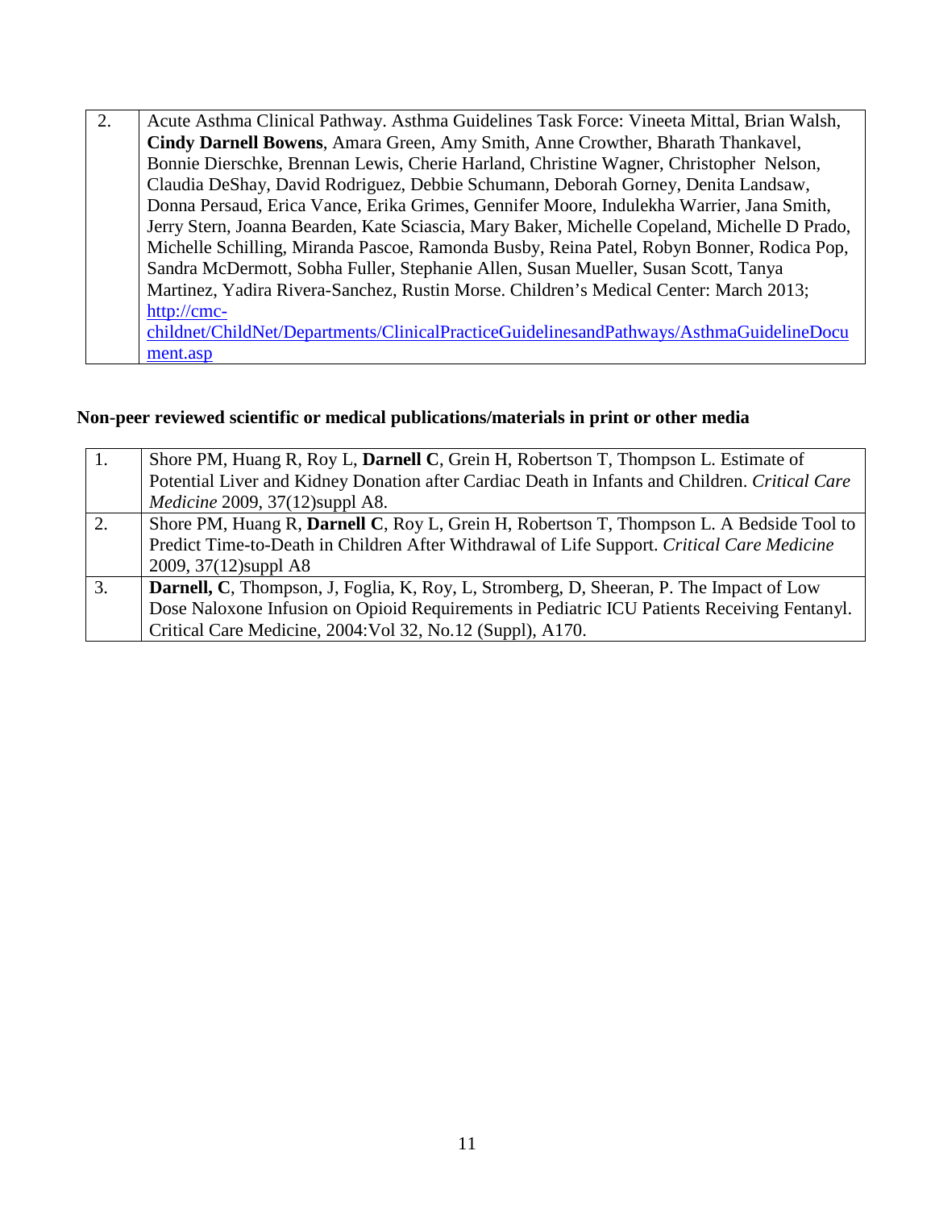| | |
|---|---|
| 2. | Acute Asthma Clinical Pathway. Asthma Guidelines Task Force: Vineeta Mittal, Brian Walsh, **Cindy Darnell Bowens**, Amara Green, Amy Smith, Anne Crowther, Bharath Thankavel, Bonnie Dierschke, Brennan Lewis, Cherie Harland, Christine Wagner, Christopher Nelson, Claudia DeShay, David Rodriguez, Debbie Schumann, Deborah Gorney, Denita Landsaw, Donna Persaud, Erica Vance, Erika Grimes, Gennifer Moore, Indulekha Warrier, Jana Smith, Jerry Stern, Joanna Bearden, Kate Sciascia, Mary Baker, Michelle Copeland, Michelle D Prado, Michelle Schilling, Miranda Pascoe, Ramonda Busby, Reina Patel, Robyn Bonner, Rodica Pop, Sandra McDermott, Sobha Fuller, Stephanie Allen, Susan Mueller, Susan Scott, Tanya Martinez, Yadira Rivera-Sanchez, Rustin Morse. Children's Medical Center: March 2013; http://cmc-childnet/ChildNet/Departments/ClinicalPracticeGuidelinesandPathways/AsthmaGuidelineDocument.asp |

**Non-peer reviewed scientific or medical publications/materials in print or other media**

| | |
|---|---|
| 1. | Shore PM, Huang R, Roy L, **Darnell C**, Grein H, Robertson T, Thompson L. Estimate of Potential Liver and Kidney Donation after Cardiac Death in Infants and Children. *Critical Care Medicine* 2009, 37(12)suppl A8. |
| 2. | Shore PM, Huang R, **Darnell C**, Roy L, Grein H, Robertson T, Thompson L. A Bedside Tool to Predict Time-to-Death in Children After Withdrawal of Life Support. *Critical Care Medicine* 2009, 37(12)suppl A8 |
| 3. | **Darnell, C**, Thompson, J, Foglia, K, Roy, L, Stromberg, D, Sheeran, P. The Impact of Low Dose Naloxone Infusion on Opioid Requirements in Pediatric ICU Patients Receiving Fentanyl. Critical Care Medicine, 2004:Vol 32, No.12 (Suppl), A170. |